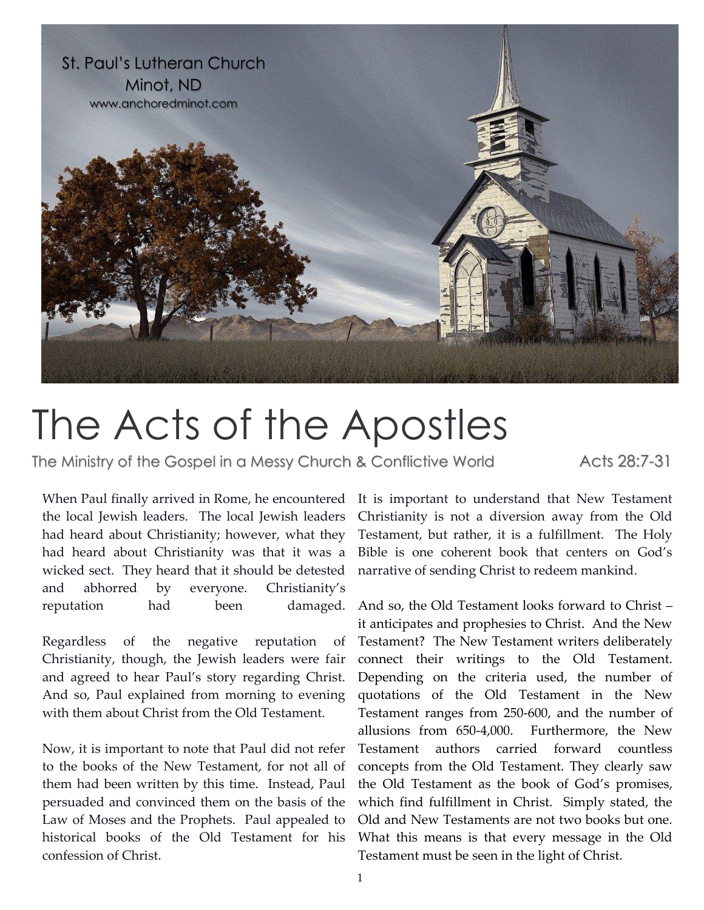St. Paul's Lutheran Church
Minot, ND
www.anchoredminot.com

# The Acts of the Apostles

## The Ministry of the Gospel in a Messy Church & Conflictive World — Acts 28:7-31

When Paul finally arrived in Rome, he encountered the local Jewish leaders. The local Jewish leaders had heard about Christianity; however, what they had heard about Christianity was that it was a wicked sect. They heard that it should be detested and abhorred by everyone. Christianity's reputation had been damaged.

Regardless of the negative reputation of Christianity, though, the Jewish leaders were fair and agreed to hear Paul's story regarding Christ. And so, Paul explained from morning to evening with them about Christ from the Old Testament.

Now, it is important to note that Paul did not refer to the books of the New Testament, for not all of them had been written by this time. Instead, Paul persuaded and convinced them on the basis of the Law of Moses and the Prophets. Paul appealed to historical books of the Old Testament for his confession of Christ.

It is important to understand that New Testament Christianity is not a diversion away from the Old Testament, but rather, it is a fulfillment. The Holy Bible is one coherent book that centers on God's narrative of sending Christ to redeem mankind.

And so, the Old Testament looks forward to Christ – it anticipates and prophesies to Christ. And the New Testament? The New Testament writers deliberately connect their writings to the Old Testament. Depending on the criteria used, the number of quotations of the Old Testament in the New Testament ranges from 250-600, and the number of allusions from 650-4,000. Furthermore, the New Testament authors carried forward countless concepts from the Old Testament. They clearly saw the Old Testament as the book of God's promises, which find fulfillment in Christ. Simply stated, the Old and New Testaments are not two books but one. What this means is that every message in the Old Testament must be seen in the light of Christ.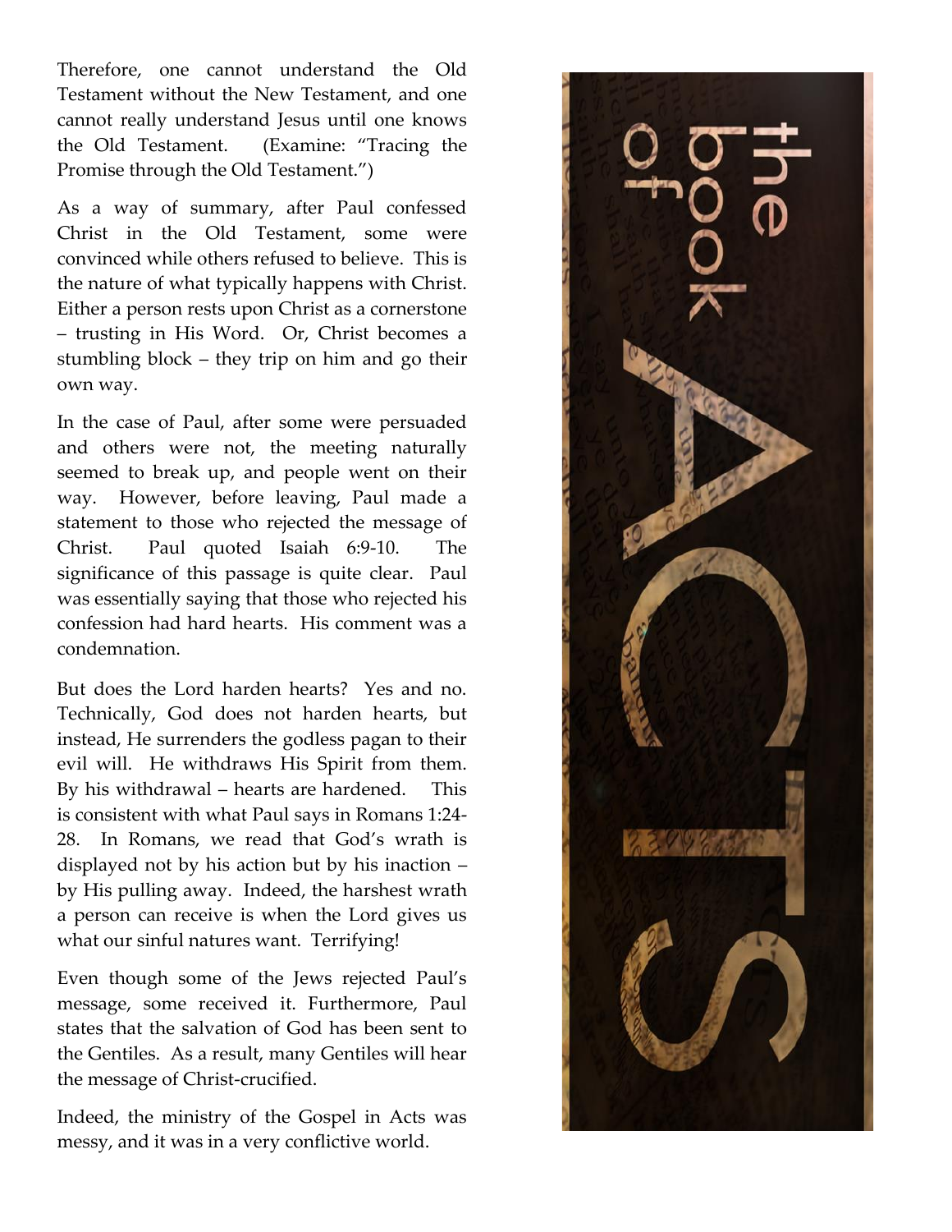Therefore, one cannot understand the Old Testament without the New Testament, and one cannot really understand Jesus until one knows the Old Testament. (Examine: "Tracing the Promise through the Old Testament.")

As a way of summary, after Paul confessed Christ in the Old Testament, some were convinced while others refused to believe. This is the nature of what typically happens with Christ. Either a person rests upon Christ as a cornerstone – trusting in His Word. Or, Christ becomes a stumbling block – they trip on him and go their own way.

In the case of Paul, after some were persuaded and others were not, the meeting naturally seemed to break up, and people went on their way. However, before leaving, Paul made a statement to those who rejected the message of Christ. Paul quoted Isaiah 6:9-10. The significance of this passage is quite clear. Paul was essentially saying that those who rejected his confession had hard hearts. His comment was a condemnation.

But does the Lord harden hearts? Yes and no. Technically, God does not harden hearts, but instead, He surrenders the godless pagan to their evil will. He withdraws His Spirit from them. By his withdrawal – hearts are hardened. This is consistent with what Paul says in Romans 1:24-28. In Romans, we read that God's wrath is displayed not by his action but by his inaction – by His pulling away. Indeed, the harshest wrath a person can receive is when the Lord gives us what our sinful natures want. Terrifying!

Even though some of the Jews rejected Paul's message, some received it. Furthermore, Paul states that the salvation of God has been sent to the Gentiles. As a result, many Gentiles will hear the message of Christ-crucified.

Indeed, the ministry of the Gospel in Acts was messy, and it was in a very conflictive world.

the book of ACTS